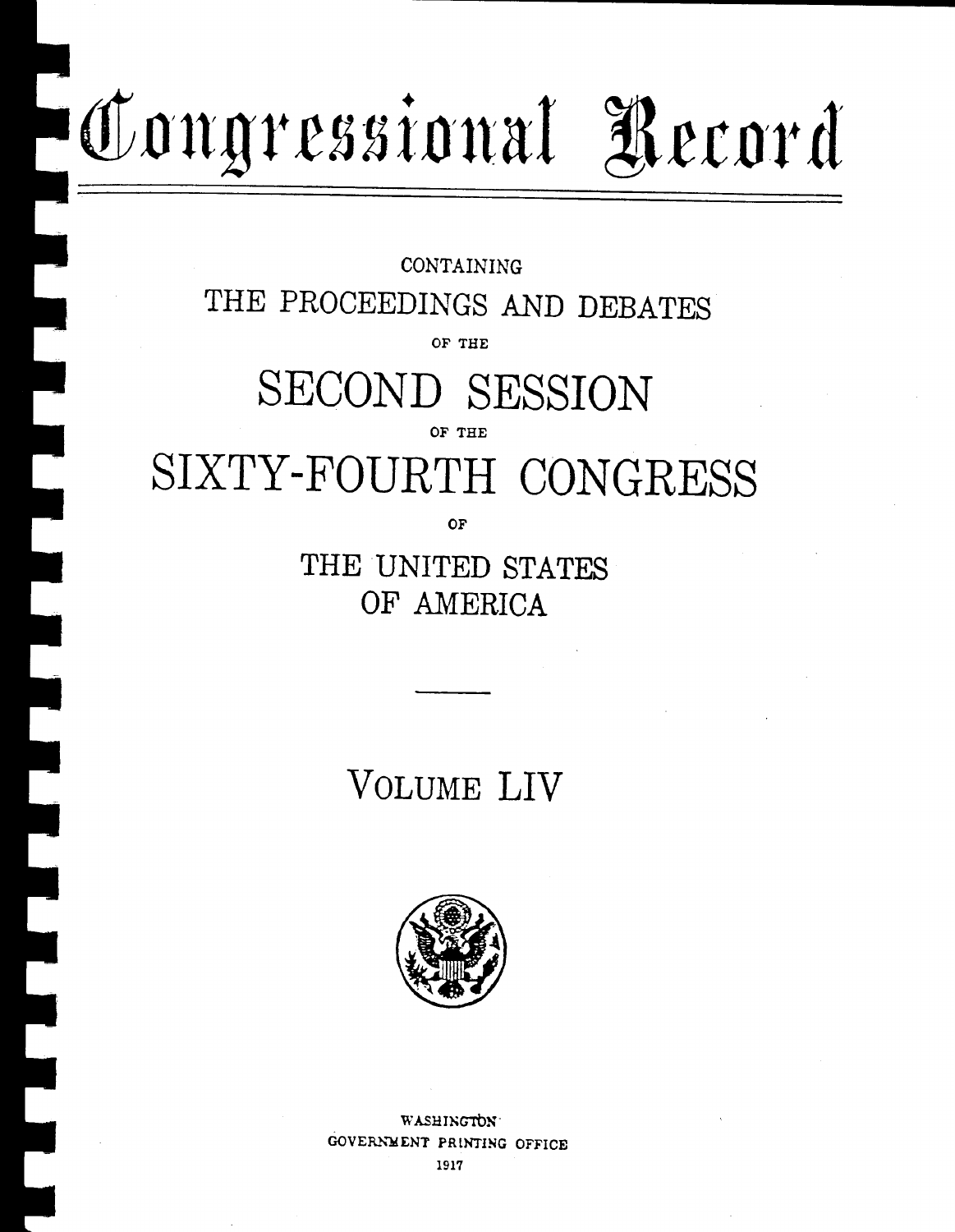# Congressional Record

CONTAINING

THE PROCEEDINGS AND DEBATES

OF THE

## SECOND SESSION

OF THE

## SIXTY-FOURTH CONGRESS

OF

THE UNITED STATES

OF AMERICA

---

VOLUME LIV

WASHINGTON

GOVERNMENT PRINTING OFFICE

1917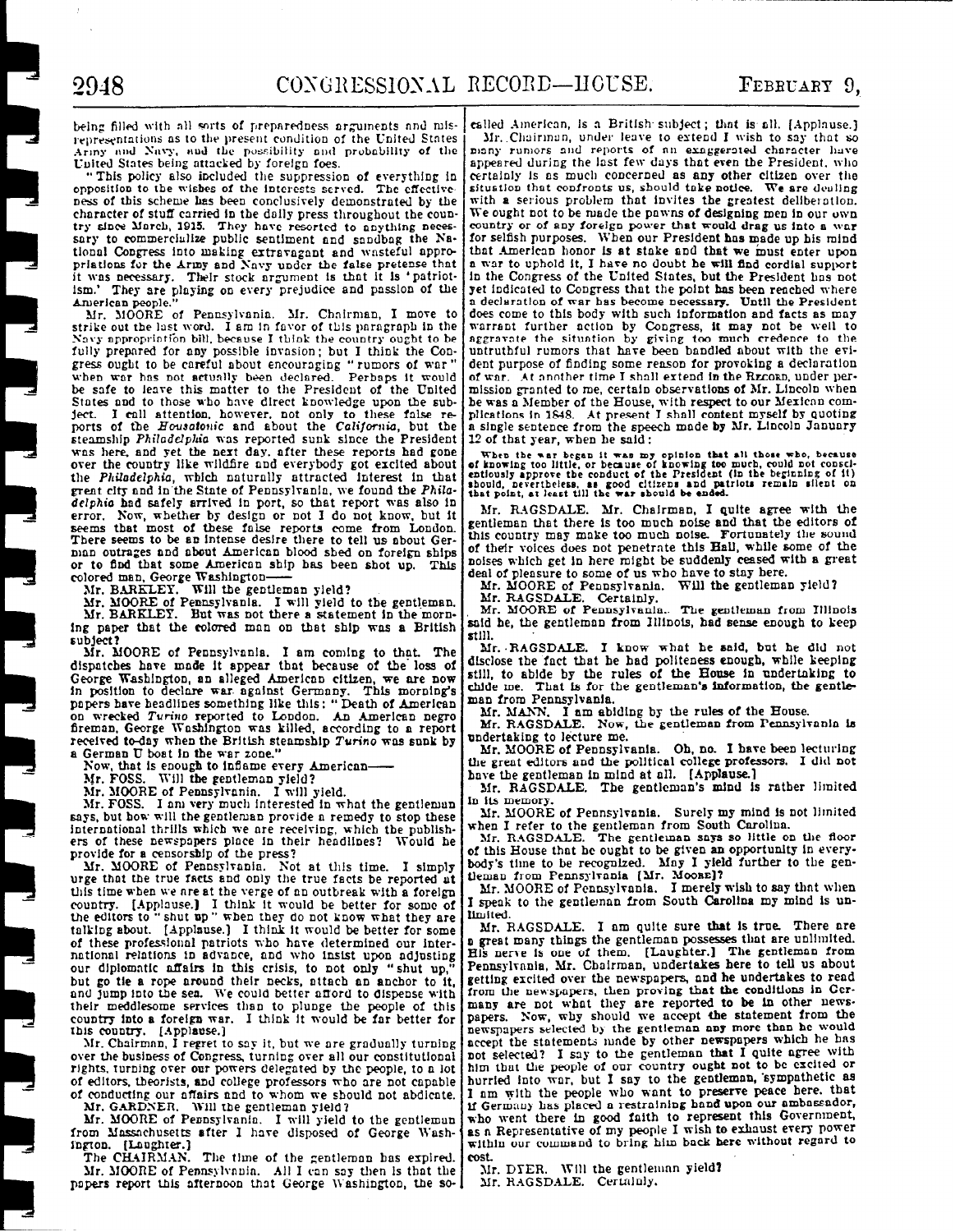being filled with all sorts of preparedness arguments and misrepresentations as to the present condition of the United States Army and Navy, and the possibility and probability of the United States being attacked by foreign foes.

"This policy also included the suppression of everything in opposition to the wishes of the interests served. The effectiveness of this scheme has been conclusively demonstrated by the character of stuff carried in the daily press throughout the country since March, 1915. They have resorted to anything necessary to commercialize public sentiment and sandbag the National Congress into making extravagant and wasteful appropriations for the Army and Navy under the false pretense that it was necessary. Their stock argument is that it is 'patriotism.' They are playing on every prejudice and passion of the American people."

Mr. MOORE of Pennsylvania. Mr. Chairman, I move to strike out the last word. I am in favor of this paragraph in the Navy appropriation bill, because I think the country ought to be fully prepared for any possible invasion; but I think the Congress ought to be careful about encouraging "rumors of war" when war has not actually been declared. Perhaps it would be safe to leave this matter to the President of the United States and to those who have direct knowledge upon the subject. I call attention, however, not only to these false reports of the *Housatonic* and about the *California*, but the steamship *Philadelphia* was reported sunk since the President was here, and yet the next day, after these reports had gone over the country like wildfire and everybody got excited about the *Philadelphia*, which naturally attracted interest in that great city and in the State of Pennsylvania, we found the *Philadelphia* had safely arrived in port, so that report was also in error. Now, whether by design or not I do not know, but it seems that most of these false reports come from London. There seems to be an intense desire there to tell us about German outrages and about American blood shed on foreign ships or to find that some American ship has been shot up. This colored man, George Washington——

Mr. BARKLEY. Will the gentleman yield?

Mr. MOORE of Pennsylvania. I will yield to the gentleman.

Mr. BARKLEY. But was not there a statement in the morning paper that the colored man on that ship was a British subject?

Mr. MOORE of Pennsylvania. I am coming to that. The dispatches have made it appear that because of the loss of George Washington, an alleged American citizen, we are now in position to declare war against Germany. This morning's papers have headlines something like this: "Death of American on wrecked *Turino* reported to London. An American negro fireman, George Washington was killed, according to a report received to-day when the British steamship *Turino* was sunk by a German U boat in the war zone."

Now, that is enough to inflame every American——

Mr. FOSS. Will the gentleman yield?

Mr. MOORE of Pennsylvania. I will yield.

Mr. FOSS. I am very much interested in what the gentleman says, but how will the gentleman provide a remedy to stop these international thrills which we are receiving, which the publishers of these newspapers place in their headlines? Would he provide for a censorship of the press?

Mr. MOORE of Pennsylvania. Not at this time. I simply urge that the true facts and only the true facts be reported at this time when we are at the verge of an outbreak with a foreign country. [Applause.] I think it would be better for some of the editors to "shut up" when they do not know what they are talking about. [Applause.] I think it would be better for some of these professional patriots who have determined our international relations in advance, and who insist upon adjusting our diplomatic affairs in this crisis, to not only "shut up," but go tie a rope around their necks, attach an anchor to it, and jump into the sea. We could better afford to dispense with their meddlesome services than to plunge the people of this country into a foreign war. I think it would be far better for this country. [Applause.]

Mr. Chairman, I regret to say it, but we are gradually turning over the business of Congress, turning over all our constitutional rights, turning over our powers delegated by the people, to a lot of editors, theorists, and college professors who are not capable of conducting our affairs and to whom we should not abdicate.

Mr. GARDNER. Will the gentleman yield?

Mr. MOORE of Pennsylvania. I will yield to the gentleman from Massachusetts after I have disposed of George Washington. [Laughter.]

The CHAIRMAN. The time of the gentleman has expired.

Mr. MOORE of Pennsylvania. All I can say then is that the papers report this afternoon that George Washington, the so-called American, is a British subject; that is all. [Applause.]

Mr. Chairman, under leave to extend I wish to say that so many rumors and reports of an exaggerated character have appeared during the last few days that even the President, who certainly is as much concerned as any other citizen over the situation that confronts us, should take notice. We are dealing with a serious problem that invites the greatest deliberation. We ought not to be made the pawns of designing men in our own country or of any foreign power that would drag us into a war for selfish purposes. When our President has made up his mind that American honor is at stake and that we must enter upon a war to uphold it, I have no doubt he will find cordial support in the Congress of the United States, but the President has not yet indicated to Congress that the point has been reached where a declaration of war has become necessary. Until the President does come to this body with such information and facts as may warrant further action by Congress, it may not be well to aggravate the situation by giving too much credence to the untruthful rumors that have been bandied about with the evident purpose of finding some reason for provoking a declaration of war. At another time I shall extend in the RECORD, under permission granted to me, certain observations of Mr. Lincoln when he was a Member of the House, with respect to our Mexican complications in 1848. At present I shall content myself by quoting a single sentence from the speech made by Mr. Lincoln January 12 of that year, when he said:

> When the war began it was my opinion that all those who, because of knowing too little, or because of knowing too much, could not conscientiously approve the conduct of the President (in the beginning of it) should, nevertheless, as good citizens and patriots remain silent on that point, at least till the war should be ended.

Mr. RAGSDALE. Mr. Chairman, I quite agree with the gentleman that there is too much noise and that the editors of this country may make too much noise. Fortunately the sound of their voices does not penetrate this Hall, while some of the noises which get in here might be suddenly ceased with a great deal of pleasure to some of us who have to stay here.

Mr. MOORE of Pennsylvania. Will the gentleman yield?

Mr. RAGSDALE. Certainly.

Mr. MOORE of Pennsylvania. The gentleman from Illinois said he, the gentleman from Illinois, had sense enough to keep still.

Mr. RAGSDALE. I know what he said, but he did not disclose the fact that he had politeness enough, while keeping still, to abide by the rules of the House in undertaking to chide me. That is for the gentleman's information, the gentleman from Pennsylvania.

Mr. MANN. I am abiding by the rules of the House.

Mr. RAGSDALE. Now, the gentleman from Pennsylvania is undertaking to lecture me.

Mr. MOORE of Pennsylvania. Oh, no. I have been lecturing the great editors and the political college professors. I did not have the gentleman in mind at all. [Applause.]

Mr. RAGSDALE. The gentleman's mind is rather limited in its memory.

Mr. MOORE of Pennsylvania. Surely my mind is not limited when I refer to the gentleman from South Carolina.

Mr. RAGSDALE. The gentleman says so little on the floor of this House that he ought to be given an opportunity in everybody's time to be recognized. May I yield further to the gentleman from Pennsylvania [Mr. MOORE]?

Mr. MOORE of Pennsylvania. I merely wish to say that when I speak to the gentleman from South Carolina my mind is unlimited.

Mr. RAGSDALE. I am quite sure that is true. There are a great many things the gentleman possesses that are unlimited. His nerve is one of them. [Laughter.] The gentleman from Pennsylvania, Mr. Chairman, undertakes here to tell us about getting excited over the newspapers, and he undertakes to read from the newspapers, then proving that the conditions in Germany are not what they are reported to be in other newspapers. Now, why should we accept the statement from the newspapers selected by the gentleman any more than he would accept the statements made by other newspapers which he has not selected? I say to the gentleman that I quite agree with him that the people of our country ought not to be excited or hurried into war, but I say to the gentleman, sympathetic as I am with the people who want to preserve peace here, that if Germany has placed a restraining hand upon our ambassador, who went there in good faith to represent this Government, as a Representative of my people I wish to exhaust every power within our command to bring him back here without regard to cost.

Mr. DYER. Will the gentleman yield?

Mr. RAGSDALE. Certainly.